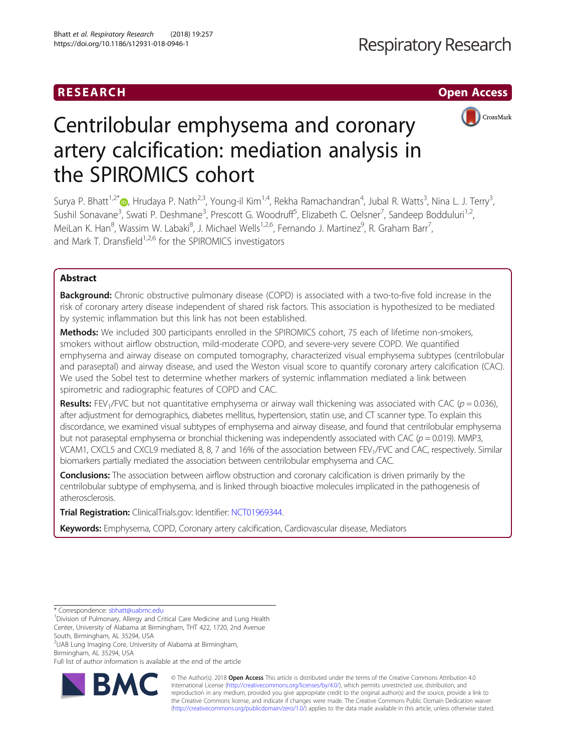RESEARCH Open Access

# Centrilobular emphysema and coronary artery calcification: mediation analysis in the SPIROMICS cohort

Surya P. Bhatt[1,2*], Hrudaya P. Nath[2,3], Young-il Kim[1,4], Rekha Ramachandran[4], Jubal R. Watts[3], Nina L. J. Terry[3], Sushil Sonavane[3], Swati P. Deshmane[3], Prescott G. Woodruff[5], Elizabeth C. Oelsner[7], Sandeep Bodduluri[1,2], MeiLan K. Han[8], Wassim W. Labaki[8], J. Michael Wells[1,2,6], Fernando J. Martinez[9], R. Graham Barr[7], and Mark T. Dransfield[1,2,6] for the SPIROMICS investigators

## Abstract

**Background:** Chronic obstructive pulmonary disease (COPD) is associated with a two-to-five fold increase in the risk of coronary artery disease independent of shared risk factors. This association is hypothesized to be mediated by systemic inflammation but this link has not been established.

**Methods:** We included 300 participants enrolled in the SPIROMICS cohort, 75 each of lifetime non-smokers, smokers without airflow obstruction, mild-moderate COPD, and severe-very severe COPD. We quantified emphysema and airway disease on computed tomography, characterized visual emphysema subtypes (centrilobular and paraseptal) and airway disease, and used the Weston visual score to quantify coronary artery calcification (CAC). We used the Sobel test to determine whether markers of systemic inflammation mediated a link between spirometric and radiographic features of COPD and CAC.

**Results:** $FEV_1/FVC$ but not quantitative emphysema or airway wall thickening was associated with CAC ($p = 0.036$), after adjustment for demographics, diabetes mellitus, hypertension, statin use, and CT scanner type. To explain this discordance, we examined visual subtypes of emphysema and airway disease, and found that centrilobular emphysema but not paraseptal emphysema or bronchial thickening was independently associated with CAC ($p = 0.019$). MMP3, VCAM1, CXCL5 and CXCL9 mediated 8, 8, 7 and 16% of the association between $FEV_1/FVC$ and CAC, respectively. Similar biomarkers partially mediated the association between centrilobular emphysema and CAC.

**Conclusions:** The association between airflow obstruction and coronary calcification is driven primarily by the centrilobular subtype of emphysema, and is linked through bioactive molecules implicated in the pathogenesis of atherosclerosis.

**Trial Registration:** ClinicalTrials.gov: Identifier: NCT01969344.

**Keywords:** Emphysema, COPD, Coronary artery calcification, Cardiovascular disease, Mediators

---

\* Correspondence: sbhatt@uabmc.edu

[1]Division of Pulmonary, Allergy and Critical Care Medicine and Lung Health Center, University of Alabama at Birmingham, THT 422, 1720, 2nd Avenue South, Birmingham, AL 35294, USA

[2]UAB Lung Imaging Core, University of Alabama at Birmingham, Birmingham, AL 35294, USA

Full list of author information is available at the end of the article

© The Author(s). 2018 **Open Access** This article is distributed under the terms of the Creative Commons Attribution 4.0 International License (http://creativecommons.org/licenses/by/4.0/), which permits unrestricted use, distribution, and reproduction in any medium, provided you give appropriate credit to the original author(s) and the source, provide a link to the Creative Commons license, and indicate if changes were made. The Creative Commons Public Domain Dedication waiver (http://creativecommons.org/publicdomain/zero/1.0/) applies to the data made available in this article, unless otherwise stated.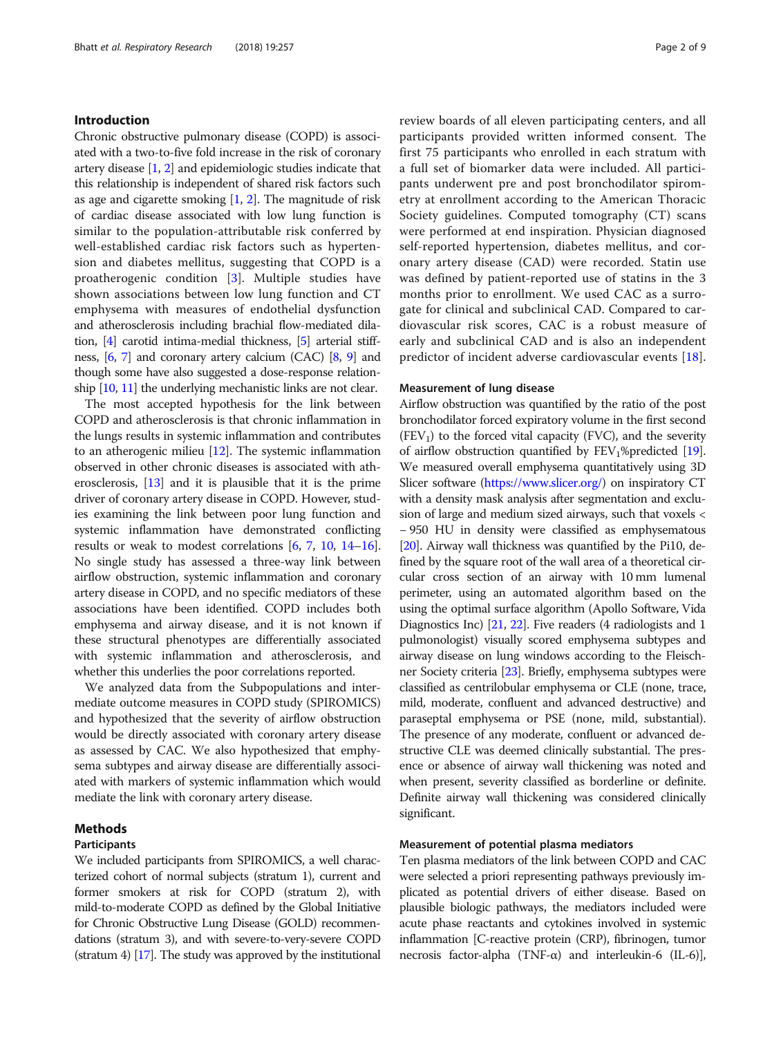## Introduction

Chronic obstructive pulmonary disease (COPD) is associated with a two-to-five fold increase in the risk of coronary artery disease [1, 2] and epidemiologic studies indicate that this relationship is independent of shared risk factors such as age and cigarette smoking [1, 2]. The magnitude of risk of cardiac disease associated with low lung function is similar to the population-attributable risk conferred by well-established cardiac risk factors such as hypertension and diabetes mellitus, suggesting that COPD is a proatheragenic condition [3]. Multiple studies have shown associations between low lung function and CT emphysema with measures of endothelial dysfunction and atherosclerosis including brachial flow-mediated dilation, [4] carotid intima-medial thickness, [5] arterial stiffness, [6, 7] and coronary artery calcium (CAC) [8, 9] and though some have also suggested a dose-response relationship [10, 11] the underlying mechanistic links are not clear.

The most accepted hypothesis for the link between COPD and atherosclerosis is that chronic inflammation in the lungs results in systemic inflammation and contributes to an atherogenic milieu [12]. The systemic inflammation observed in other chronic diseases is associated with atherosclerosis, [13] and it is plausible that it is the prime driver of coronary artery disease in COPD. However, studies examining the link between poor lung function and systemic inflammation have demonstrated conflicting results or weak to modest correlations [6, 7, 10, 14–16]. No single study has assessed a three-way link between airflow obstruction, systemic inflammation and coronary artery disease in COPD, and no specific mediators of these associations have been identified. COPD includes both emphysema and airway disease, and it is not known if these structural phenotypes are differentially associated with systemic inflammation and atherosclerosis, and whether this underlies the poor correlations reported.

We analyzed data from the Subpopulations and intermediate outcome measures in COPD study (SPIROMICS) and hypothesized that the severity of airflow obstruction would be directly associated with coronary artery disease as assessed by CAC. We also hypothesized that emphysema subtypes and airway disease are differentially associated with markers of systemic inflammation which would mediate the link with coronary artery disease.

## Methods

### Participants

We included participants from SPIROMICS, a well characterized cohort of normal subjects (stratum 1), current and former smokers at risk for COPD (stratum 2), with mild-to-moderate COPD as defined by the Global Initiative for Chronic Obstructive Lung Disease (GOLD) recommendations (stratum 3), and with severe-to-very-severe COPD (stratum 4) [17]. The study was approved by the institutional review boards of all eleven participating centers, and all participants provided written informed consent. The first 75 participants who enrolled in each stratum with a full set of biomarker data were included. All participants underwent pre and post bronchodilator spirometry at enrollment according to the American Thoracic Society guidelines. Computed tomography (CT) scans were performed at end inspiration. Physician diagnosed self-reported hypertension, diabetes mellitus, and coronary artery disease (CAD) were recorded. Statin use was defined by patient-reported use of statins in the 3 months prior to enrollment. We used CAC as a surrogate for clinical and subclinical CAD. Compared to cardiovascular risk scores, CAC is a robust measure of early and subclinical CAD and is also an independent predictor of incident adverse cardiovascular events [18].

### Measurement of lung disease

Airflow obstruction was quantified by the ratio of the post bronchodilator forced expiratory volume in the first second ($FEV_1$) to the forced vital capacity (FVC), and the severity of airflow obstruction quantified by $FEV_1$%predicted [19]. We measured overall emphysema quantitatively using 3D Slicer software (https://www.slicer.org/) on inspiratory CT with a density mask analysis after segmentation and exclusion of large and medium sized airways, such that voxels < − 950 HU in density were classified as emphysematous [20]. Airway wall thickness was quantified by the Pi10, defined by the square root of the wall area of a theoretical circular cross section of an airway with 10 mm lumenal perimeter, using an automated algorithm based on the using the optimal surface algorithm (Apollo Software, Vida Diagnostics Inc) [21, 22]. Five readers (4 radiologists and 1 pulmonologist) visually scored emphysema subtypes and airway disease on lung windows according to the Fleischner Society criteria [23]. Briefly, emphysema subtypes were classified as centrilobular emphysema or CLE (none, trace, mild, moderate, confluent and advanced destructive) and paraseptal emphysema or PSE (none, mild, substantial). The presence of any moderate, confluent or advanced destructive CLE was deemed clinically substantial. The presence or absence of airway wall thickening was noted and when present, severity classified as borderline or definite. Definite airway wall thickening was considered clinically significant.

### Measurement of potential plasma mediators

Ten plasma mediators of the link between COPD and CAC were selected a priori representing pathways previously implicated as potential drivers of either disease. Based on plausible biologic pathways, the mediators included were acute phase reactants and cytokines involved in systemic inflammation [C-reactive protein (CRP), fibrinogen, tumor necrosis factor-alpha (TNF-α) and interleukin-6 (IL-6)],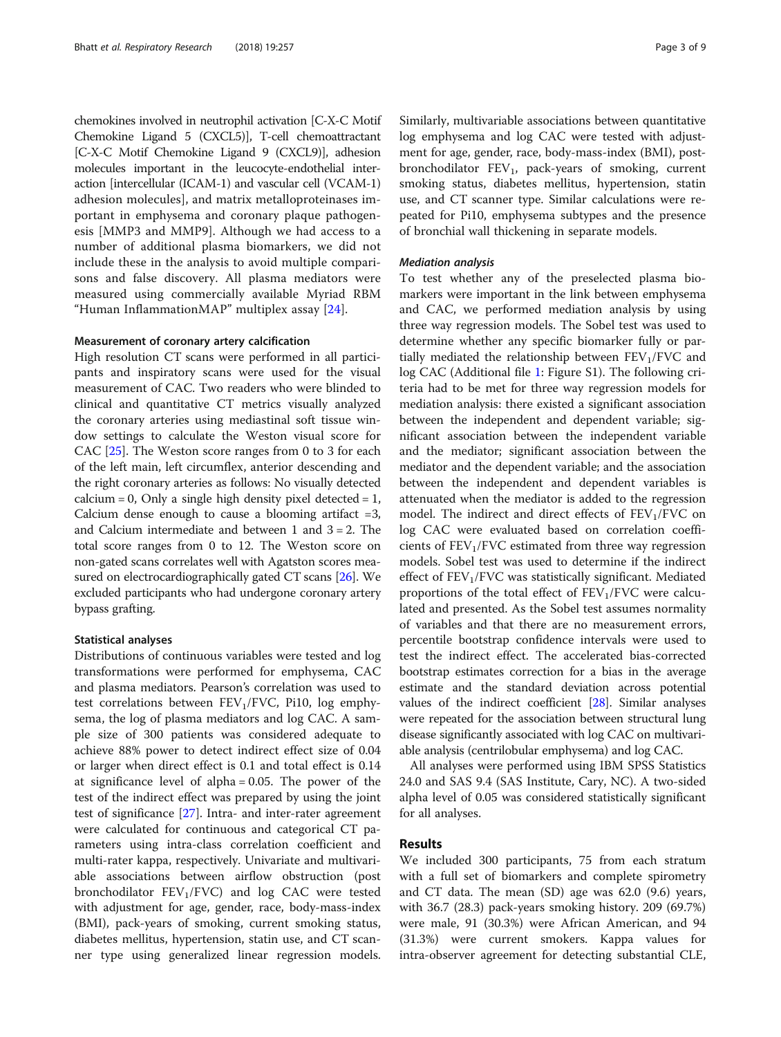chemokines involved in neutrophil activation [C-X-C Motif Chemokine Ligand 5 (CXCL5)], T-cell chemoattractant [C-X-C Motif Chemokine Ligand 9 (CXCL9)], adhesion molecules important in the leucocyte-endothelial interaction [intercellular (ICAM-1) and vascular cell (VCAM-1) adhesion molecules], and matrix metalloproteinases important in emphysema and coronary plaque pathogenesis [MMP3 and MMP9]. Although we had access to a number of additional plasma biomarkers, we did not include these in the analysis to avoid multiple comparisons and false discovery. All plasma mediators were measured using commercially available Myriad RBM "Human InflammationMAP" multiplex assay [24].

### Measurement of coronary artery calcification

High resolution CT scans were performed in all participants and inspiratory scans were used for the visual measurement of CAC. Two readers who were blinded to clinical and quantitative CT metrics visually analyzed the coronary arteries using mediastinal soft tissue window settings to calculate the Weston visual score for CAC [25]. The Weston score ranges from 0 to 3 for each of the left main, left circumflex, anterior descending and the right coronary arteries as follows: No visually detected calcium = 0, Only a single high density pixel detected = 1, Calcium dense enough to cause a blooming artifact =3, and Calcium intermediate and between 1 and 3 = 2. The total score ranges from 0 to 12. The Weston score on non-gated scans correlates well with Agatston scores measured on electrocardiographically gated CT scans [26]. We excluded participants who had undergone coronary artery bypass grafting.

### Statistical analyses

Distributions of continuous variables were tested and log transformations were performed for emphysema, CAC and plasma mediators. Pearson's correlation was used to test correlations between $FEV_1/FVC$, Pi10, log emphysema, the log of plasma mediators and log CAC. A sample size of 300 patients was considered adequate to achieve 88% power to detect indirect effect size of 0.04 or larger when direct effect is 0.1 and total effect is 0.14 at significance level of alpha = 0.05. The power of the test of the indirect effect was prepared by using the joint test of significance [27]. Intra- and inter-rater agreement were calculated for continuous and categorical CT parameters using intra-class correlation coefficient and multi-rater kappa, respectively. Univariate and multivariable associations between airflow obstruction (post bronchodilator $FEV_1/FVC$) and log CAC were tested with adjustment for age, gender, race, body-mass-index (BMI), pack-years of smoking, current smoking status, diabetes mellitus, hypertension, statin use, and CT scanner type using generalized linear regression models. Similarly, multivariable associations between quantitative log emphysema and log CAC were tested with adjustment for age, gender, race, body-mass-index (BMI), post-bronchodilator $FEV_1$, pack-years of smoking, current smoking status, diabetes mellitus, hypertension, statin use, and CT scanner type. Similar calculations were repeated for Pi10, emphysema subtypes and the presence of bronchial wall thickening in separate models.

#### *Mediation analysis*

To test whether any of the preselected plasma biomarkers were important in the link between emphysema and CAC, we performed mediation analysis by using three way regression models. The Sobel test was used to determine whether any specific biomarker fully or partially mediated the relationship between $FEV_1/FVC$ and log CAC (Additional file 1: Figure S1). The following criteria had to be met for three way regression models for mediation analysis: there existed a significant association between the independent and dependent variable; significant association between the independent variable and the mediator; significant association between the mediator and the dependent variable; and the association between the independent and dependent variables is attenuated when the mediator is added to the regression model. The indirect and direct effects of $FEV_1/FVC$ on log CAC were evaluated based on correlation coefficients of $FEV_1/FVC$ estimated from three way regression models. Sobel test was used to determine if the indirect effect of $FEV_1/FVC$ was statistically significant. Mediated proportions of the total effect of $FEV_1/FVC$ were calculated and presented. As the Sobel test assumes normality of variables and that there are no measurement errors, percentile bootstrap confidence intervals were used to test the indirect effect. The accelerated bias-corrected bootstrap estimates correction for a bias in the average estimate and the standard deviation across potential values of the indirect coefficient [28]. Similar analyses were repeated for the association between structural lung disease significantly associated with log CAC on multivariable analysis (centrilobular emphysema) and log CAC.

All analyses were performed using IBM SPSS Statistics 24.0 and SAS 9.4 (SAS Institute, Cary, NC). A two-sided alpha level of 0.05 was considered statistically significant for all analyses.

## Results

We included 300 participants, 75 from each stratum with a full set of biomarkers and complete spirometry and CT data. The mean (SD) age was 62.0 (9.6) years, with 36.7 (28.3) pack-years smoking history. 209 (69.7%) were male, 91 (30.3%) were African American, and 94 (31.3%) were current smokers. Kappa values for intra-observer agreement for detecting substantial CLE,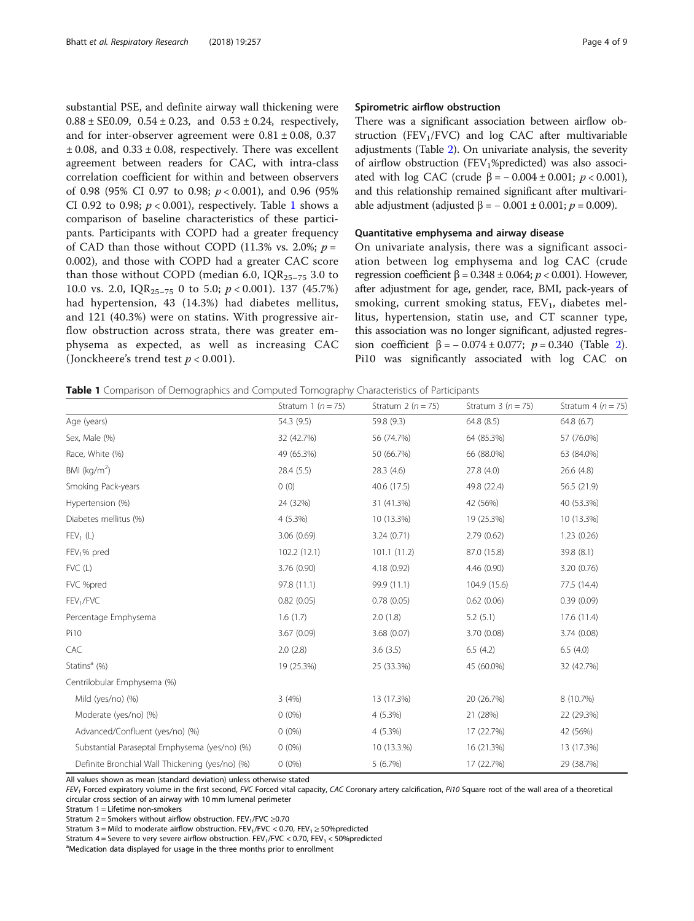substantial PSE, and definite airway wall thickening were $0.88 \pm$ SE0.09, $0.54 \pm 0.23$, and $0.53 \pm 0.24$, respectively, and for inter-observer agreement were $0.81 \pm 0.08$, $0.37 \pm 0.08$, and $0.33 \pm 0.08$, respectively. There was excellent agreement between readers for CAC, with intra-class correlation coefficient for within and between observers of 0.98 (95% CI 0.97 to 0.98; $p < 0.001$), and 0.96 (95% CI 0.92 to 0.98; $p < 0.001$), respectively. Table 1 shows a comparison of baseline characteristics of these participants. Participants with COPD had a greater frequency of CAD than those without COPD (11.3% vs. 2.0%; $p =$ 0.002), and those with COPD had a greater CAC score than those without COPD (median 6.0, $IQR_{25-75}$ 3.0 to 10.0 vs. 2.0, $IQR_{25-75}$ 0 to 5.0; $p < 0.001$). 137 (45.7%) had hypertension, 43 (14.3%) had diabetes mellitus, and 121 (40.3%) were on statins. With progressive airflow obstruction across strata, there was greater emphysema as expected, as well as increasing CAC (Jonckheere's trend test $p < 0.001$).

### Spirometric airflow obstruction

There was a significant association between airflow obstruction ($FEV_1$/FVC) and log CAC after multivariable adjustments (Table 2). On univariate analysis, the severity of airflow obstruction ($FEV_1$%predicted) was also associated with log CAC (crude $\beta = -0.004 \pm 0.001$; $p < 0.001$), and this relationship remained significant after multivariable adjustment (adjusted $\beta = -0.001 \pm 0.001$; $p = 0.009$).

### Quantitative emphysema and airway disease

On univariate analysis, there was a significant association between log emphysema and log CAC (crude regression coefficient $\beta = 0.348 \pm 0.064$; $p < 0.001$). However, after adjustment for age, gender, race, BMI, pack-years of smoking, current smoking status, $FEV_1$, diabetes mellitus, hypertension, statin use, and CT scanner type, this association was no longer significant, adjusted regression coefficient $\beta = -0.074 \pm 0.077$; $p = 0.340$ (Table 2). Pi10 was significantly associated with log CAC on

**Table 1** Comparison of Demographics and Computed Tomography Characteristics of Participants

| | Stratum 1 ($n = 75$) | Stratum 2 ($n = 75$) | Stratum 3 ($n = 75$) | Stratum 4 ($n = 75$) |
|---|---|---|---|---|
| Age (years) | 54.3 (9.5) | 59.8 (9.3) | 64.8 (8.5) | 64.8 (6.7) |
| Sex, Male (%) | 32 (42.7%) | 56 (74.7%) | 64 (85.3%) | 57 (76.0%) |
| Race, White (%) | 49 (65.3%) | 50 (66.7%) | 66 (88.0%) | 63 (84.0%) |
| BMI ($kg/m^2$) | 28.4 (5.5) | 28.3 (4.6) | 27.8 (4.0) | 26.6 (4.8) |
| Smoking Pack-years | 0 (0) | 40.6 (17.5) | 49.8 (22.4) | 56.5 (21.9) |
| Hypertension (%) | 24 (32%) | 31 (41.3%) | 42 (56%) | 40 (53.3%) |
| Diabetes mellitus (%) | 4 (5.3%) | 10 (13.3%) | 19 (25.3%) | 10 (13.3%) |
| $FEV_1$ (L) | 3.06 (0.69) | 3.24 (0.71) | 2.79 (0.62) | 1.23 (0.26) |
| $FEV_1$% pred | 102.2 (12.1) | 101.1 (11.2) | 87.0 (15.8) | 39.8 (8.1) |
| FVC (L) | 3.76 (0.90) | 4.18 (0.92) | 4.46 (0.90) | 3.20 (0.76) |
| FVC %pred | 97.8 (11.1) | 99.9 (11.1) | 104.9 (15.6) | 77.5 (14.4) |
| $FEV_1$/FVC | 0.82 (0.05) | 0.78 (0.05) | 0.62 (0.06) | 0.39 (0.09) |
| Percentage Emphysema | 1.6 (1.7) | 2.0 (1.8) | 5.2 (5.1) | 17.6 (11.4) |
| Pi10 | 3.67 (0.09) | 3.68 (0.07) | 3.70 (0.08) | 3.74 (0.08) |
| CAC | 2.0 (2.8) | 3.6 (3.5) | 6.5 (4.2) | 6.5 (4.0) |
| Statins[a] (%) | 19 (25.3%) | 25 (33.3%) | 45 (60.0%) | 32 (42.7%) |
| Centrilobular Emphysema (%) | | | | |
| Mild (yes/no) (%) | 3 (4%) | 13 (17.3%) | 20 (26.7%) | 8 (10.7%) |
| Moderate (yes/no) (%) | 0 (0%) | 4 (5.3%) | 21 (28%) | 22 (29.3%) |
| Advanced/Confluent (yes/no) (%) | 0 (0%) | 4 (5.3%) | 17 (22.7%) | 42 (56%) |
| Substantial Paraseptal Emphysema (yes/no) (%) | 0 (0%) | 10 (13.3.%) | 16 (21.3%) | 13 (17.3%) |
| Definite Bronchial Wall Thickening (yes/no) (%) | 0 (0%) | 5 (6.7%) | 17 (22.7%) | 29 (38.7%) |

All values shown as mean (standard deviation) unless otherwise stated

*$FEV_1$* Forced expiratory volume in the first second, *FVC* Forced vital capacity, *CAC* Coronary artery calcification, *Pi10* Square root of the wall area of a theoretical circular cross section of an airway with 10 mm lumenal perimeter

Stratum 1 = Lifetime non-smokers

Stratum 2 = Smokers without airflow obstruction. $FEV_1$/FVC ≥0.70

Stratum 3 = Mild to moderate airflow obstruction. $FEV_1$/FVC < 0.70, $FEV_1$ ≥ 50%predicted

Stratum 4 = Severe to very severe airflow obstruction. $FEV_1$/FVC < 0.70, $FEV_1$ < 50%predicted

[a]Medication data displayed for usage in the three months prior to enrollment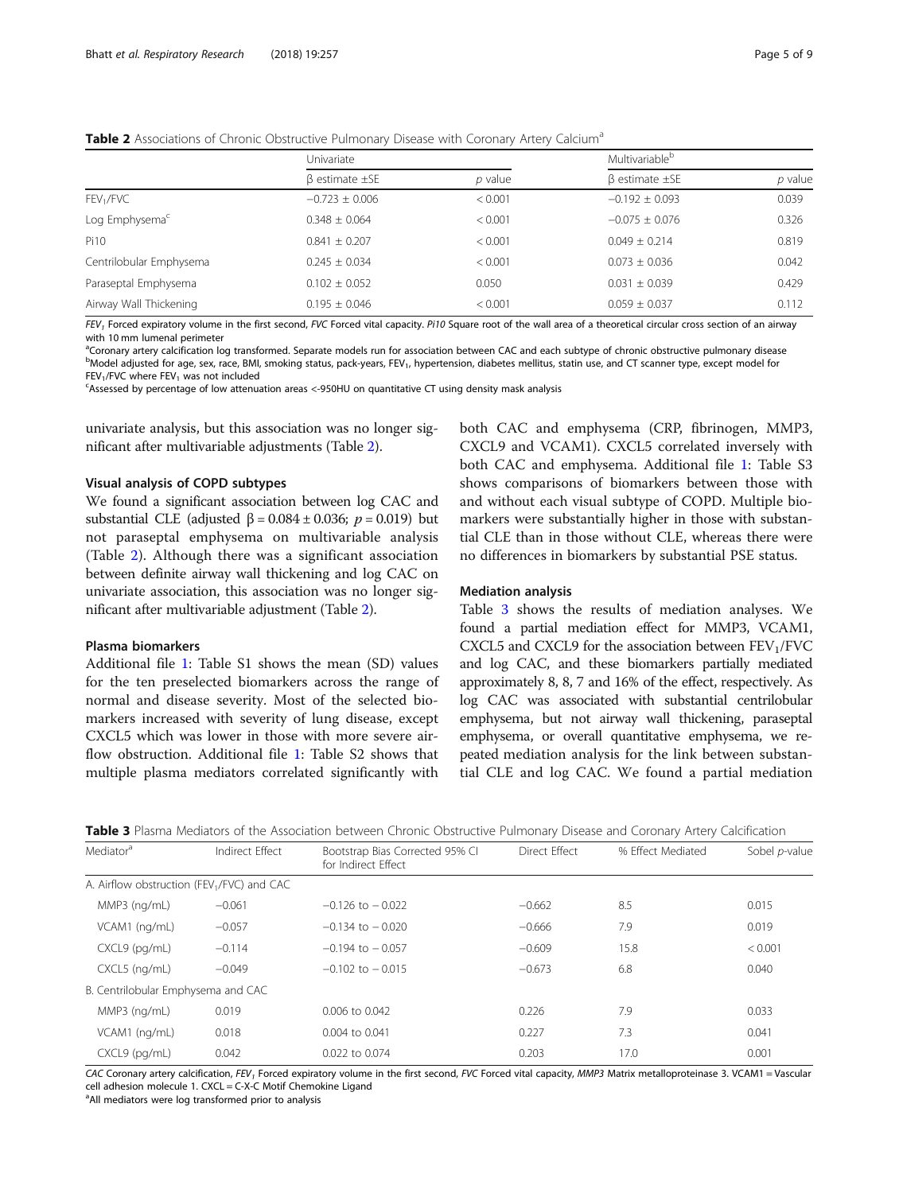**Table 2** Associations of Chronic Obstructive Pulmonary Disease with Coronary Artery Calcium[a]

| | Univariate | | Multivariable[b] | |
|---|---|---|---|---|
| | β estimate ±SE | *p* value | β estimate ±SE | *p* value |
| $FEV_1$/FVC | −0.723 ± 0.006 | < 0.001 | −0.192 ± 0.093 | 0.039 |
| Log Emphysema[c] | 0.348 ± 0.064 | < 0.001 | −0.075 ± 0.076 | 0.326 |
| Pi10 | 0.841 ± 0.207 | < 0.001 | 0.049 ± 0.214 | 0.819 |
| Centrilobular Emphysema | 0.245 ± 0.034 | < 0.001 | 0.073 ± 0.036 | 0.042 |
| Paraseptal Emphysema | 0.102 ± 0.052 | 0.050 | 0.031 ± 0.039 | 0.429 |
| Airway Wall Thickening | 0.195 ± 0.046 | < 0.001 | 0.059 ± 0.037 | 0.112 |

*$FEV_1$* Forced expiratory volume in the first second, *FVC* Forced vital capacity. *Pi10* Square root of the wall area of a theoretical circular cross section of an airway with 10 mm lumenal perimeter

[a]Coronary artery calcification log transformed. Separate models run for association between CAC and each subtype of chronic obstructive pulmonary disease

[b]Model adjusted for age, sex, race, BMI, smoking status, pack-years, $FEV_1$, hypertension, diabetes mellitus, statin use, and CT scanner type, except model for $FEV_1$/FVC where $FEV_1$ was not included

[c]Assessed by percentage of low attenuation areas <-950HU on quantitative CT using density mask analysis

univariate analysis, but this association was no longer significant after multivariable adjustments (Table 2).

### Visual analysis of COPD subtypes

We found a significant association between log CAC and substantial CLE (adjusted $\beta = 0.084 \pm 0.036$; $p = 0.019$) but not paraseptal emphysema on multivariable analysis (Table 2). Although there was a significant association between definite airway wall thickening and log CAC on univariate association, this association was no longer significant after multivariable adjustment (Table 2).

### Plasma biomarkers

Additional file 1: Table S1 shows the mean (SD) values for the ten preselected biomarkers across the range of normal and disease severity. Most of the selected biomarkers increased with severity of lung disease, except CXCL5 which was lower in those with more severe airflow obstruction. Additional file 1: Table S2 shows that multiple plasma mediators correlated significantly with both CAC and emphysema (CRP, fibrinogen, MMP3, CXCL9 and VCAM1). CXCL5 correlated inversely with both CAC and emphysema. Additional file 1: Table S3 shows comparisons of biomarkers between those with and without each visual subtype of COPD. Multiple biomarkers were substantially higher in those with substantial CLE than in those without CLE, whereas there were no differences in biomarkers by substantial PSE status.

### Mediation analysis

Table 3 shows the results of mediation analyses. We found a partial mediation effect for MMP3, VCAM1, CXCL5 and CXCL9 for the association between $FEV_1$/FVC and log CAC, and these biomarkers partially mediated approximately 8, 8, 7 and 16% of the effect, respectively. As log CAC was associated with substantial centrilobular emphysema, but not airway wall thickening, paraseptal emphysema, or overall quantitative emphysema, we repeated mediation analysis for the link between substantial CLE and log CAC. We found a partial mediation

**Table 3** Plasma Mediators of the Association between Chronic Obstructive Pulmonary Disease and Coronary Artery Calcification

| Mediator[a] | Indirect Effect | Bootstrap Bias Corrected 95% CI for Indirect Effect | Direct Effect | % Effect Mediated | Sobel *p*-value |
|---|---|---|---|---|---|
| A. Airflow obstruction ($FEV_1$/FVC) and CAC | | | | | |
| MMP3 (ng/mL) | −0.061 | −0.126 to − 0.022 | −0.662 | 8.5 | 0.015 |
| VCAM1 (ng/mL) | −0.057 | −0.134 to − 0.020 | −0.666 | 7.9 | 0.019 |
| CXCL9 (pg/mL) | −0.114 | −0.194 to − 0.057 | −0.609 | 15.8 | < 0.001 |
| CXCL5 (ng/mL) | −0.049 | −0.102 to − 0.015 | −0.673 | 6.8 | 0.040 |
| B. Centrilobular Emphysema and CAC | | | | | |
| MMP3 (ng/mL) | 0.019 | 0.006 to 0.042 | 0.226 | 7.9 | 0.033 |
| VCAM1 (ng/mL) | 0.018 | 0.004 to 0.041 | 0.227 | 7.3 | 0.041 |
| CXCL9 (pg/mL) | 0.042 | 0.022 to 0.074 | 0.203 | 17.0 | 0.001 |

*CAC* Coronary artery calcification, *$FEV_1$* Forced expiratory volume in the first second, *FVC* Forced vital capacity, *MMP3* Matrix metalloproteinase 3. VCAM1 = Vascular cell adhesion molecule 1. CXCL = C-X-C Motif Chemokine Ligand

[a]All mediators were log transformed prior to analysis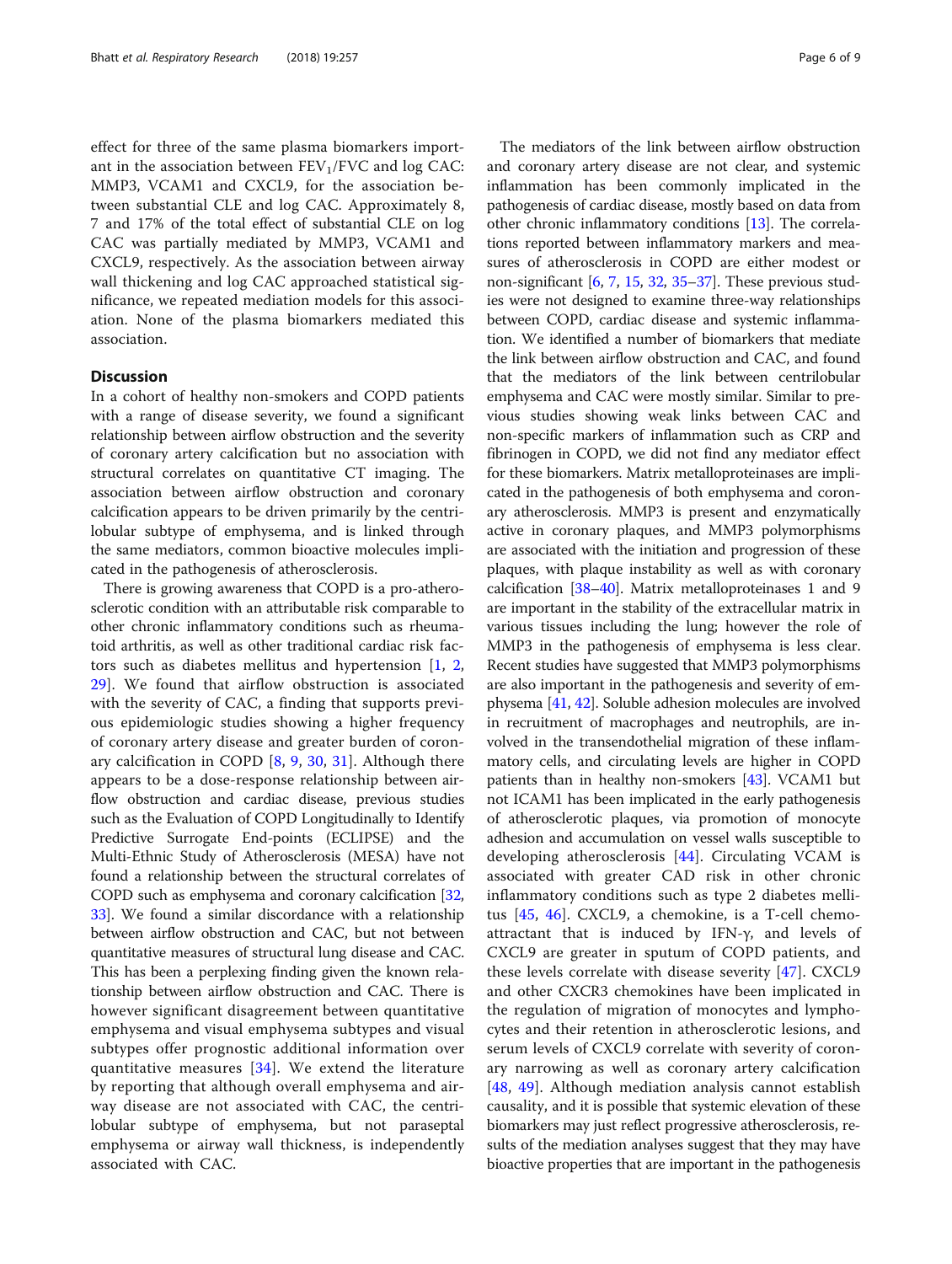effect for three of the same plasma biomarkers important in the association between $FEV_1/FVC$ and log CAC: MMP3, VCAM1 and CXCL9, for the association between substantial CLE and log CAC. Approximately 8, 7 and 17% of the total effect of substantial CLE on log CAC was partially mediated by MMP3, VCAM1 and CXCL9, respectively. As the association between airway wall thickening and log CAC approached statistical significance, we repeated mediation models for this association. None of the plasma biomarkers mediated this association.

## Discussion

In a cohort of healthy non-smokers and COPD patients with a range of disease severity, we found a significant relationship between airflow obstruction and the severity of coronary artery calcification but no association with structural correlates on quantitative CT imaging. The association between airflow obstruction and coronary calcification appears to be driven primarily by the centrilobular subtype of emphysema, and is linked through the same mediators, common bioactive molecules implicated in the pathogenesis of atherosclerosis.

There is growing awareness that COPD is a pro-atherosclerotic condition with an attributable risk comparable to other chronic inflammatory conditions such as rheumatoid arthritis, as well as other traditional cardiac risk factors such as diabetes mellitus and hypertension [1, 2, 29]. We found that airflow obstruction is associated with the severity of CAC, a finding that supports previous epidemiologic studies showing a higher frequency of coronary artery disease and greater burden of coronary calcification in COPD [8, 9, 30, 31]. Although there appears to be a dose-response relationship between airflow obstruction and cardiac disease, previous studies such as the Evaluation of COPD Longitudinally to Identify Predictive Surrogate End-points (ECLIPSE) and the Multi-Ethnic Study of Atherosclerosis (MESA) have not found a relationship between the structural correlates of COPD such as emphysema and coronary calcification [32, 33]. We found a similar discordance with a relationship between airflow obstruction and CAC, but not between quantitative measures of structural lung disease and CAC. This has been a perplexing finding given the known relationship between airflow obstruction and CAC. There is however significant disagreement between quantitative emphysema and visual emphysema subtypes and visual subtypes offer prognostic additional information over quantitative measures [34]. We extend the literature by reporting that although overall emphysema and airway disease are not associated with CAC, the centrilobular subtype of emphysema, but not paraseptal emphysema or airway wall thickness, is independently associated with CAC.

The mediators of the link between airflow obstruction and coronary artery disease are not clear, and systemic inflammation has been commonly implicated in the pathogenesis of cardiac disease, mostly based on data from other chronic inflammatory conditions [13]. The correlations reported between inflammatory markers and measures of atherosclerosis in COPD are either modest or non-significant [6, 7, 15, 32, 35–37]. These previous studies were not designed to examine three-way relationships between COPD, cardiac disease and systemic inflammation. We identified a number of biomarkers that mediate the link between airflow obstruction and CAC, and found that the mediators of the link between centrilobular emphysema and CAC were mostly similar. Similar to previous studies showing weak links between CAC and non-specific markers of inflammation such as CRP and fibrinogen in COPD, we did not find any mediator effect for these biomarkers. Matrix metalloproteinases are implicated in the pathogenesis of both emphysema and coronary atherosclerosis. MMP3 is present and enzymatically active in coronary plaques, and MMP3 polymorphisms are associated with the initiation and progression of these plaques, with plaque instability as well as with coronary calcification [38–40]. Matrix metalloproteinases 1 and 9 are important in the stability of the extracellular matrix in various tissues including the lung; however the role of MMP3 in the pathogenesis of emphysema is less clear. Recent studies have suggested that MMP3 polymorphisms are also important in the pathogenesis and severity of emphysema [41, 42]. Soluble adhesion molecules are involved in recruitment of macrophages and neutrophils, are involved in the transendothelial migration of these inflammatory cells, and circulating levels are higher in COPD patients than in healthy non-smokers [43]. VCAM1 but not ICAM1 has been implicated in the early pathogenesis of atherosclerotic plaques, via promotion of monocyte adhesion and accumulation on vessel walls susceptible to developing atherosclerosis [44]. Circulating VCAM is associated with greater CAD risk in other chronic inflammatory conditions such as type 2 diabetes mellitus [45, 46]. CXCL9, a chemokine, is a T-cell chemoattractant that is induced by IFN-γ, and levels of CXCL9 are greater in sputum of COPD patients, and these levels correlate with disease severity [47]. CXCL9 and other CXCR3 chemokines have been implicated in the regulation of migration of monocytes and lymphocytes and their retention in atherosclerotic lesions, and serum levels of CXCL9 correlate with severity of coronary narrowing as well as coronary artery calcification [48, 49]. Although mediation analysis cannot establish causality, and it is possible that systemic elevation of these biomarkers may just reflect progressive atherosclerosis, results of the mediation analyses suggest that they may have bioactive properties that are important in the pathogenesis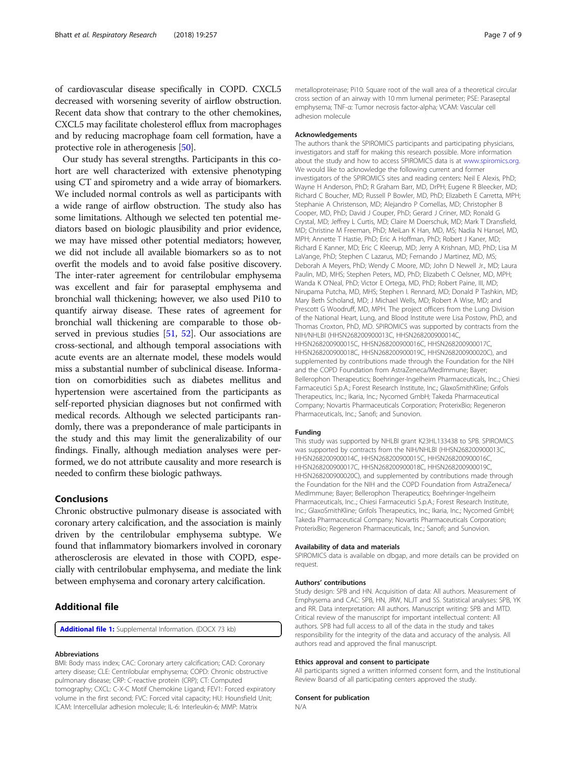of cardiovascular disease specifically in COPD. CXCL5 decreased with worsening severity of airflow obstruction. Recent data show that contrary to the other chemokines, CXCL5 may facilitate cholesterol efflux from macrophages and by reducing macrophage foam cell formation, have a protective role in atherogenesis [50].

Our study has several strengths. Participants in this cohort are well characterized with extensive phenotyping using CT and spirometry and a wide array of biomarkers. We included normal controls as well as participants with a wide range of airflow obstruction. The study also has some limitations. Although we selected ten potential mediators based on biologic plausibility and prior evidence, we may have missed other potential mediators; however, we did not include all available biomarkers so as to not overfit the models and to avoid false positive discovery. The inter-rater agreement for centrilobular emphysema was excellent and fair for paraseptal emphysema and bronchial wall thickening; however, we also used Pi10 to quantify airway disease. These rates of agreement for bronchial wall thickening are comparable to those observed in previous studies [51, 52]. Our associations are cross-sectional, and although temporal associations with acute events are an alternate model, these models would miss a substantial number of subclinical disease. Information on comorbidities such as diabetes mellitus and hypertension were ascertained from the participants as self-reported physician diagnoses but not confirmed with medical records. Although we selected participants randomly, there was a preponderance of male participants in the study and this may limit the generalizability of our findings. Finally, although mediation analyses were performed, we do not attribute causality and more research is needed to confirm these biologic pathways.

## Conclusions

Chronic obstructive pulmonary disease is associated with coronary artery calcification, and the association is mainly driven by the centrilobular emphysema subtype. We found that inflammatory biomarkers involved in coronary atherosclerosis are elevated in those with COPD, especially with centrilobular emphysema, and mediate the link between emphysema and coronary artery calcification.

## Additional file

**Additional file 1:** Supplemental Information. (DOCX 73 kb)

### Abbreviations

BMI: Body mass index; CAC: Coronary artery calcification; CAD: Coronary artery disease; CLE: Centrilobular emphysema; COPD: Chronic obstructive pulmonary disease; CRP: C-reactive protein (CRP); CT: Computed tomography; CXCL: C-X-C Motif Chemokine Ligand; FEV1: Forced expiratory volume in the first second; FVC: Forced vital capacity; HU: Hounsfield Unit; ICAM: Intercellular adhesion molecule; IL-6: Interleukin-6; MMP: Matrix metalloproteinase; Pi10: Square root of the wall area of a theoretical circular cross section of an airway with 10 mm lumenal perimeter; PSE: Paraseptal emphysema; TNF-α: Tumor necrosis factor-alpha; VCAM: Vascular cell adhesion molecule

### Acknowledgements

The authors thank the SPIROMICS participants and participating physicians, investigators and staff for making this research possible. More information about the study and how to access SPIROMICS data is at www.spiromics.org. We would like to acknowledge the following current and former investigators of the SPIROMICS sites and reading centers: Neil E Alexis, PhD; Wayne H Anderson, PhD; R Graham Barr, MD, DrPH; Eugene R Bleecker, MD; Richard C Boucher, MD; Russell P Bowler, MD, PhD; Elizabeth E Carretta, MPH; Stephanie A Christenson, MD; Alejandro P Comellas, MD; Christopher B Cooper, MD, PhD; David J Couper, PhD; Gerard J Criner, MD; Ronald G Crystal, MD; Jeffrey L Curtis, MD; Claire M Doerschuk, MD; Mark T Dransfield, MD; Christine M Freeman, PhD; MeiLan K Han, MD, MS; Nadia N Hansel, MD, MPH; Annette T Hastie, PhD; Eric A Hoffman, PhD; Robert J Kaner, MD; Richard E Kanner, MD; Eric C Kleerup, MD; Jerry A Krishnan, MD, PhD; Lisa M LaVange, PhD; Stephen C Lazarus, MD; Fernando J Martinez, MD, MS; Deborah A Meyers, PhD; Wendy C Moore, MD; John D Newell Jr., MD; Laura Paulin, MD, MHS; Stephen Peters, MD, PhD; Elizabeth C Oelsner, MD, MPH; Wanda K O'Neal, PhD; Victor E Ortega, MD, PhD; Robert Paine, III, MD; Nirupama Putcha, MD, MHS; Stephen I. Rennard, MD; Donald P Tashkin, MD; Mary Beth Scholand, MD; J Michael Wells, MD; Robert A Wise, MD; and Prescott G Woodruff, MD, MPH. The project officers from the Lung Division of the National Heart, Lung, and Blood Institute were Lisa Postow, PhD, and Thomas Croxton, PhD, MD. SPIROMICS was supported by contracts from the NIH/NHLBI (HHSN268200900013C, HHSN268200900014C, HHSN268200900015C, HHSN268200900016C, HHSN268200900017C, HHSN268200900018C, HHSN268200900019C, HHSN268200900020C), and supplemented by contributions made through the Foundation for the NIH and the COPD Foundation from AstraZeneca/MedImmune; Bayer; Bellerophon Therapeutics; Boehringer-Ingelheim Pharmaceuticals, Inc.; Chiesi Farmaceutici S.p.A.; Forest Research Institute, Inc.; GlaxoSmithKline; Grifols Therapeutics, Inc.; Ikaria, Inc.; Nycomed GmbH; Takeda Pharmaceutical Company; Novartis Pharmaceuticals Corporation; ProterixBio; Regeneron Pharmaceuticals, Inc.; Sanofi; and Sunovion.

### Funding

This study was supported by NHLBI grant K23HL133438 to SPB. SPIROMICS was supported by contracts from the NIH/NHLBI (HHSN268200900013C, HHSN268200900014C, HHSN268200900015C, HHSN268200900016C, HHSN268200900017C, HHSN268200900018C, HHSN268200900019C, HHSN268200900020C), and supplemented by contributions made through the Foundation for the NIH and the COPD Foundation from AstraZeneca/MedImmune; Bayer; Bellerophon Therapeutics; Boehringer-Ingelheim Pharmaceuticals, Inc.; Chiesi Farmaceutici S.p.A.; Forest Research Institute, Inc.; GlaxoSmithKline; Grifols Therapeutics, Inc.; Ikaria, Inc.; Nycomed GmbH; Takeda Pharmaceutical Company; Novartis Pharmaceuticals Corporation; ProterixBio; Regeneron Pharmaceuticals, Inc.; Sanofi; and Sunovion.

### Availability of data and materials

SPIROMICS data is available on dbgap, and more details can be provided on request.

### Authors' contributions

Study design: SPB and HN. Acquisition of data: All authors. Measurement of Emphysema and CAC: SPB, HN, JRW, NLJT and SS. Statistical analyses: SPB, YK and RR. Data interpretation: All authors. Manuscript writing: SPB and MTD. Critical review of the manuscript for important intellectual content: All authors. SPB had full access to all of the data in the study and takes responsibility for the integrity of the data and accuracy of the analysis. All authors read and approved the final manuscript.

### Ethics approval and consent to participate

All participants signed a written informed consent form, and the Institutional Review Boarsd of all participating centers approved the study.

### Consent for publication

N/A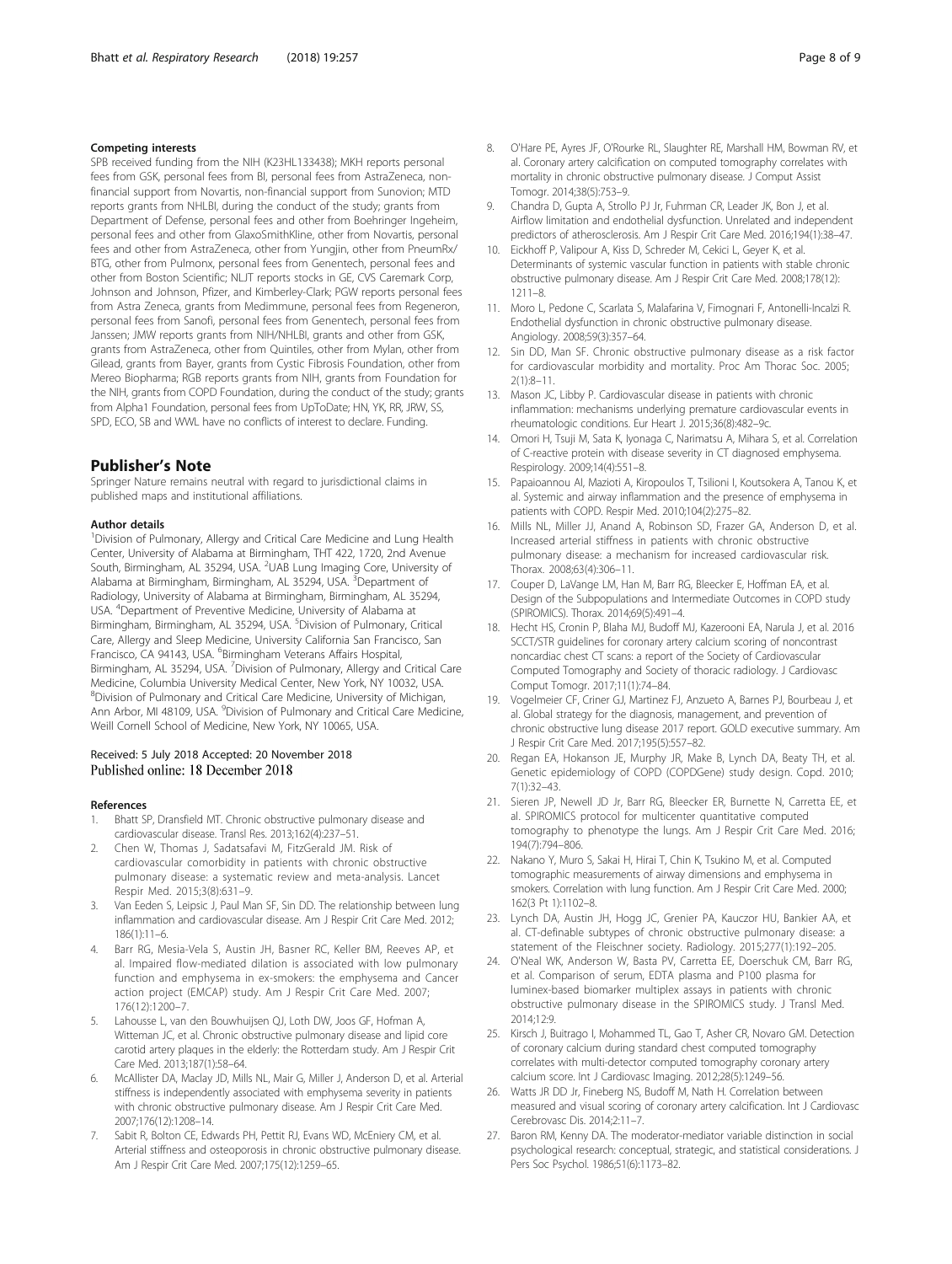#### Competing interests

SPB received funding from the NIH (K23HL133438); MKH reports personal fees from GSK, personal fees from BI, personal fees from AstraZeneca, non-financial support from Novartis, non-financial support from Sunovion; MTD reports grants from NHLBI, during the conduct of the study; grants from Department of Defense, personal fees and other from Boehringer Ingeheim, personal fees and other from GlaxoSmithKline, other from Novartis, personal fees and other from AstraZeneca, other from Yungjin, other from PneumRx/BTG, other from Pulmonx, personal fees from Genentech, personal fees and other from Boston Scientific; NLJT reports stocks in GE, CVS Caremark Corp, Johnson and Johnson, Pfizer, and Kimberley-Clark; PGW reports personal fees from Astra Zeneca, grants from Medimmune, personal fees from Regeneron, personal fees from Sanofi, personal fees from Genentech, personal fees from Janssen; JMW reports grants from NIH/NHLBI, grants and other from GSK, grants from AstraZeneca, other from Quintiles, other from Mylan, other from Gilead, grants from Bayer, grants from Cystic Fibrosis Foundation, other from Mereo Biopharma; RGB reports grants from NIH, grants from Foundation for the NIH, grants from COPD Foundation, during the conduct of the study; grants from Alpha1 Foundation, personal fees from UpToDate; HN, YK, RR, JRW, SS, SPD, ECO, SB and WWL have no conflicts of interest to declare. Funding.

## Publisher's Note

Springer Nature remains neutral with regard to jurisdictional claims in published maps and institutional affiliations.

#### Author details

[1]Division of Pulmonary, Allergy and Critical Care Medicine and Lung Health Center, University of Alabama at Birmingham, THT 422, 1720, 2nd Avenue South, Birmingham, AL 35294, USA. [2]UAB Lung Imaging Core, University of Alabama at Birmingham, Birmingham, AL 35294, USA. [3]Department of Radiology, University of Alabama at Birmingham, Birmingham, AL 35294, USA. [4]Department of Preventive Medicine, University of Alabama at Birmingham, Birmingham, AL 35294, USA. [5]Division of Pulmonary, Critical Care, Allergy and Sleep Medicine, University California San Francisco, San Francisco, CA 94143, USA. [6]Birmingham Veterans Affairs Hospital, Birmingham, AL 35294, USA. [7]Division of Pulmonary, Allergy and Critical Care Medicine, Columbia University Medical Center, New York, NY 10032, USA. [8]Division of Pulmonary and Critical Care Medicine, University of Michigan, Ann Arbor, MI 48109, USA. [9]Division of Pulmonary and Critical Care Medicine, Weill Cornell School of Medicine, New York, NY 10065, USA.

Received: 5 July 2018 Accepted: 20 November 2018
Published online: 18 December 2018

#### References

1. Bhatt SP, Dransfield MT. Chronic obstructive pulmonary disease and cardiovascular disease. Transl Res. 2013;162(4):237–51.
2. Chen W, Thomas J, Sadatsafavi M, FitzGerald JM. Risk of cardiovascular comorbidity in patients with chronic obstructive pulmonary disease: a systematic review and meta-analysis. Lancet Respir Med. 2015;3(8):631–9.
3. Van Eeden S, Leipsic J, Paul Man SF, Sin DD. The relationship between lung inflammation and cardiovascular disease. Am J Respir Crit Care Med. 2012;186(1):11–6.
4. Barr RG, Mesia-Vela S, Austin JH, Basner RC, Keller BM, Reeves AP, et al. Impaired flow-mediated dilation is associated with low pulmonary function and emphysema in ex-smokers: the emphysema and Cancer action project (EMCAP) study. Am J Respir Crit Care Med. 2007;176(12):1200–7.
5. Lahousse L, van den Bouwhuijsen QJ, Loth DW, Joos GF, Hofman A, Witteman JC, et al. Chronic obstructive pulmonary disease and lipid core carotid artery plaques in the elderly: the Rotterdam study. Am J Respir Crit Care Med. 2013;187(1):58–64.
6. McAllister DA, Maclay JD, Mills NL, Mair G, Miller J, Anderson D, et al. Arterial stiffness is independently associated with emphysema severity in patients with chronic obstructive pulmonary disease. Am J Respir Crit Care Med. 2007;176(12):1208–14.
7. Sabit R, Bolton CE, Edwards PH, Pettit RJ, Evans WD, McEniery CM, et al. Arterial stiffness and osteoporosis in chronic obstructive pulmonary disease. Am J Respir Crit Care Med. 2007;175(12):1259–65.
8. O'Hare PE, Ayres JF, O'Rourke RL, Slaughter RE, Marshall HM, Bowman RV, et al. Coronary artery calcification on computed tomography correlates with mortality in chronic obstructive pulmonary disease. J Comput Assist Tomogr. 2014;38(5):753–9.
9. Chandra D, Gupta A, Strollo PJ Jr, Fuhrman CR, Leader JK, Bon J, et al. Airflow limitation and endothelial dysfunction. Unrelated and independent predictors of atherosclerosis. Am J Respir Crit Care Med. 2016;194(1):38–47.
10. Eickhoff P, Valipour A, Kiss D, Schreder M, Cekici L, Geyer K, et al. Determinants of systemic vascular function in patients with stable chronic obstructive pulmonary disease. Am J Respir Crit Care Med. 2008;178(12):1211–8.
11. Moro L, Pedone C, Scarlata S, Malafarina V, Fimognari F, Antonelli-Incalzi R. Endothelial dysfunction in chronic obstructive pulmonary disease. Angiology. 2008;59(3):357–64.
12. Sin DD, Man SF. Chronic obstructive pulmonary disease as a risk factor for cardiovascular morbidity and mortality. Proc Am Thorac Soc. 2005;2(1):8–11.
13. Mason JC, Libby P. Cardiovascular disease in patients with chronic inflammation: mechanisms underlying premature cardiovascular events in rheumatologic conditions. Eur Heart J. 2015;36(8):482–9c.
14. Omori H, Tsuji M, Sata K, Iyonaga C, Narimatsu A, Mihara S, et al. Correlation of C-reactive protein with disease severity in CT diagnosed emphysema. Respirology. 2009;14(4):551–8.
15. Papaioannou AI, Mazioti A, Kiropoulos T, Tsilioni I, Koutsokera A, Tanou K, et al. Systemic and airway inflammation and the presence of emphysema in patients with COPD. Respir Med. 2010;104(2):275–82.
16. Mills NL, Miller JJ, Anand A, Robinson SD, Frazer GA, Anderson D, et al. Increased arterial stiffness in patients with chronic obstructive pulmonary disease: a mechanism for increased cardiovascular risk. Thorax. 2008;63(4):306–11.
17. Couper D, LaVange LM, Han M, Barr RG, Bleecker E, Hoffman EA, et al. Design of the Subpopulations and Intermediate Outcomes in COPD study (SPIROMICS). Thorax. 2014;69(5):491–4.
18. Hecht HS, Cronin P, Blaha MJ, Budoff MJ, Kazerooni EA, Narula J, et al. 2016 SCCT/STR guidelines for coronary artery calcium scoring of noncontrast noncardiac chest CT scans: a report of the Society of Cardiovascular Computed Tomography and Society of thoracic radiology. J Cardiovasc Comput Tomogr. 2017;11(1):74–84.
19. Vogelmeier CF, Criner GJ, Martinez FJ, Anzueto A, Barnes PJ, Bourbeau J, et al. Global strategy for the diagnosis, management, and prevention of chronic obstructive lung disease 2017 report. GOLD executive summary. Am J Respir Crit Care Med. 2017;195(5):557–82.
20. Regan EA, Hokanson JE, Murphy JR, Make B, Lynch DA, Beaty TH, et al. Genetic epidemiology of COPD (COPDGene) study design. Copd. 2010;7(1):32–43.
21. Sieren JP, Newell JD Jr, Barr RG, Bleecker ER, Burnette N, Carretta EE, et al. SPIROMICS protocol for multicenter quantitative computed tomography to phenotype the lungs. Am J Respir Crit Care Med. 2016;194(7):794–806.
22. Nakano Y, Muro S, Sakai H, Hirai T, Chin K, Tsukino M, et al. Computed tomographic measurements of airway dimensions and emphysema in smokers. Correlation with lung function. Am J Respir Crit Care Med. 2000;162(3 Pt 1):1102–8.
23. Lynch DA, Austin JH, Hogg JC, Grenier PA, Kauczor HU, Bankier AA, et al. CT-definable subtypes of chronic obstructive pulmonary disease: a statement of the Fleischner society. Radiology. 2015;277(1):192–205.
24. O'Neal WK, Anderson W, Basta PV, Carretta EE, Doerschuk CM, Barr RG, et al. Comparison of serum, EDTA plasma and P100 plasma for luminex-based biomarker multiplex assays in patients with chronic obstructive pulmonary disease in the SPIROMICS study. J Transl Med. 2014;12:9.
25. Kirsch J, Buitrago I, Mohammed TL, Gao T, Asher CR, Novaro GM. Detection of coronary calcium during standard chest computed tomography correlates with multi-detector computed tomography coronary artery calcium score. Int J Cardiovasc Imaging. 2012;28(5):1249–56.
26. Watts JR DD Jr, Fineberg NS, Budoff M, Nath H. Correlation between measured and visual scoring of coronary artery calcification. Int J Cardiovasc Cerebrovasc Dis. 2014;2:11–7.
27. Baron RM, Kenny DA. The moderator-mediator variable distinction in social psychological research: conceptual, strategic, and statistical considerations. J Pers Soc Psychol. 1986;51(6):1173–82.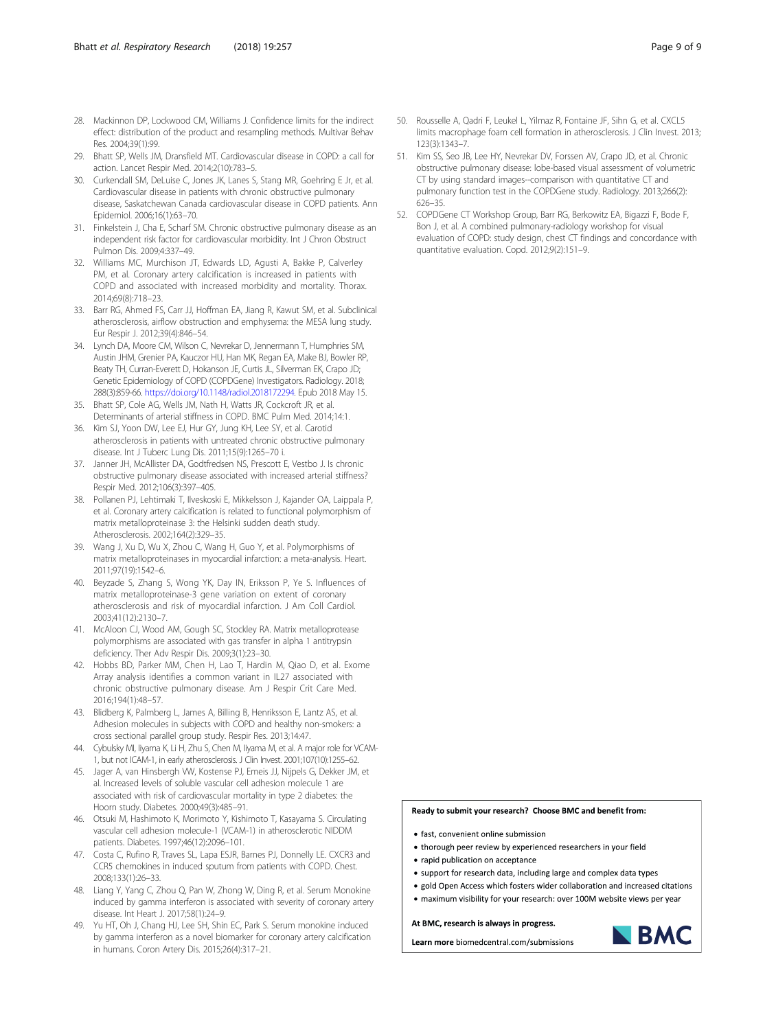28. Mackinnon DP, Lockwood CM, Williams J. Confidence limits for the indirect effect: distribution of the product and resampling methods. Multivar Behav Res. 2004;39(1):99.
29. Bhatt SP, Wells JM, Dransfield MT. Cardiovascular disease in COPD: a call for action. Lancet Respir Med. 2014;2(10):783–5.
30. Curkendall SM, DeLuise C, Jones JK, Lanes S, Stang MR, Goehring E Jr, et al. Cardiovascular disease in patients with chronic obstructive pulmonary disease, Saskatchewan Canada cardiovascular disease in COPD patients. Ann Epidemiol. 2006;16(1):63–70.
31. Finkelstein J, Cha E, Scharf SM. Chronic obstructive pulmonary disease as an independent risk factor for cardiovascular morbidity. Int J Chron Obstruct Pulmon Dis. 2009;4:337–49.
32. Williams MC, Murchison JT, Edwards LD, Agusti A, Bakke P, Calverley PM, et al. Coronary artery calcification is increased in patients with COPD and associated with increased morbidity and mortality. Thorax. 2014;69(8):718–23.
33. Barr RG, Ahmed FS, Carr JJ, Hoffman EA, Jiang R, Kawut SM, et al. Subclinical atherosclerosis, airflow obstruction and emphysema: the MESA lung study. Eur Respir J. 2012;39(4):846–54.
34. Lynch DA, Moore CM, Wilson C, Nevrekar D, Jennermann T, Humphries SM, Austin JHM, Grenier PA, Kauczor HU, Han MK, Regan EA, Make BJ, Bowler RP, Beaty TH, Curran-Everett D, Hokanson JE, Curtis JL, Silverman EK, Crapo JD; Genetic Epidemiology of COPD (COPDGene) Investigators. Radiology. 2018; 288(3):859-66. https://doi.org/10.1148/radiol.2018172294. Epub 2018 May 15.
35. Bhatt SP, Cole AG, Wells JM, Nath H, Watts JR, Cockcroft JR, et al. Determinants of arterial stiffness in COPD. BMC Pulm Med. 2014;14:1.
36. Kim SJ, Yoon DW, Lee EJ, Hur GY, Jung KH, Lee SY, et al. Carotid atherosclerosis in patients with untreated chronic obstructive pulmonary disease. Int J Tuberc Lung Dis. 2011;15(9):1265–70 i.
37. Janner JH, McAllister DA, Godtfredsen NS, Prescott E, Vestbo J. Is chronic obstructive pulmonary disease associated with increased arterial stiffness? Respir Med. 2012;106(3):397–405.
38. Pollanen PJ, Lehtimaki T, Ilveskoski E, Mikkelsson J, Kajander OA, Laippala P, et al. Coronary artery calcification is related to functional polymorphism of matrix metalloproteinase 3: the Helsinki sudden death study. Atherosclerosis. 2002;164(2):329–35.
39. Wang J, Xu D, Wu X, Zhou C, Wang H, Guo Y, et al. Polymorphisms of matrix metalloproteinases in myocardial infarction: a meta-analysis. Heart. 2011;97(19):1542–6.
40. Beyzade S, Zhang S, Wong YK, Day IN, Eriksson P, Ye S. Influences of matrix metalloproteinase-3 gene variation on extent of coronary atherosclerosis and risk of myocardial infarction. J Am Coll Cardiol. 2003;41(12):2130–7.
41. McAloon CJ, Wood AM, Gough SC, Stockley RA. Matrix metalloprotease polymorphisms are associated with gas transfer in alpha 1 antitrypsin deficiency. Ther Adv Respir Dis. 2009;3(1):23–30.
42. Hobbs BD, Parker MM, Chen H, Lao T, Hardin M, Qiao D, et al. Exome Array analysis identifies a common variant in IL27 associated with chronic obstructive pulmonary disease. Am J Respir Crit Care Med. 2016;194(1):48–57.
43. Blidberg K, Palmberg L, James A, Billing B, Henriksson E, Lantz AS, et al. Adhesion molecules in subjects with COPD and healthy non-smokers: a cross sectional parallel group study. Respir Res. 2013;14:47.
44. Cybulsky MI, Iiyama K, Li H, Zhu S, Chen M, Iiyama M, et al. A major role for VCAM-1, but not ICAM-1, in early atherosclerosis. J Clin Invest. 2001;107(10):1255–62.
45. Jager A, van Hinsbergh VW, Kostense PJ, Emeis JJ, Nijpels G, Dekker JM, et al. Increased levels of soluble vascular cell adhesion molecule 1 are associated with risk of cardiovascular mortality in type 2 diabetes: the Hoorn study. Diabetes. 2000;49(3):485–91.
46. Otsuki M, Hashimoto K, Morimoto Y, Kishimoto T, Kasayama S. Circulating vascular cell adhesion molecule-1 (VCAM-1) in atherosclerotic NIDDM patients. Diabetes. 1997;46(12):2096–101.
47. Costa C, Rufino R, Traves SL, Lapa ESJR, Barnes PJ, Donnelly LE. CXCR3 and CCR5 chemokines in induced sputum from patients with COPD. Chest. 2008;133(1):26–33.
48. Liang Y, Yang C, Zhou Q, Pan W, Zhong W, Ding R, et al. Serum Monokine induced by gamma interferon is associated with severity of coronary artery disease. Int Heart J. 2017;58(1):24–9.
49. Yu HT, Oh J, Chang HJ, Lee SH, Shin EC, Park S. Serum monokine induced by gamma interferon as a novel biomarker for coronary artery calcification in humans. Coron Artery Dis. 2015;26(4):317–21.
50. Rousselle A, Qadri F, Leukel L, Yilmaz R, Fontaine JF, Sihn G, et al. CXCL5 limits macrophage foam cell formation in atherosclerosis. J Clin Invest. 2013;123(3):1343–7.
51. Kim SS, Seo JB, Lee HY, Nevrekar DV, Forssen AV, Crapo JD, et al. Chronic obstructive pulmonary disease: lobe-based visual assessment of volumetric CT by using standard images--comparison with quantitative CT and pulmonary function test in the COPDGene study. Radiology. 2013;266(2):626–35.
52. COPDGene CT Workshop Group, Barr RG, Berkowitz EA, Bigazzi F, Bode F, Bon J, et al. A combined pulmonary-radiology workshop for visual evaluation of COPD: study design, chest CT findings and concordance with quantitative evaluation. Copd. 2012;9(2):151–9.

**Ready to submit your research? Choose BMC and benefit from:**

- fast, convenient online submission
- thorough peer review by experienced researchers in your field
- rapid publication on acceptance
- support for research data, including large and complex data types
- gold Open Access which fosters wider collaboration and increased citations
- maximum visibility for your research: over 100M website views per year

**At BMC, research is always in progress.**

**Learn more** biomedcentral.com/submissions

BMC